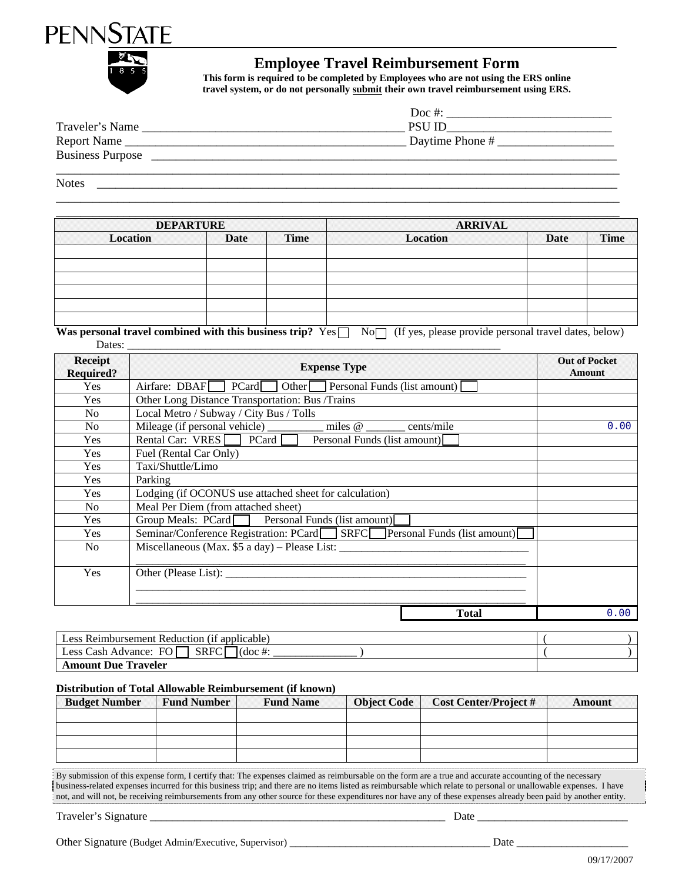PENNSTATE

# Employee Travel Reimbursement Form

**This form is required to be completed by Employees who are not using the ERS online travel system, or do not personally submit their own travel reimbursement using ERS.**

Doc #: ___________________________

Traveler's Name ________________________________________ PSU ID___________________________

Report Name ___________________________________________ Daytime Phone # ___________________

Business Purpose ______________________________________________________________________________

_________________________________________________________________________________________

Notes ___________________________________________________________________________________

_________________________________________________________________________________________

_________________________________________________________________________________________

| DEPARTURE | | | ARRIVAL | | |
|---|---|---|---|---|---|
| Location | Date | Time | Location | Date | Time |
| | | | | | |
| | | | | | |
| | | | | | |
| | | | | | |
| | | | | | |
| | | | | | |

**Was personal travel combined with this business trip?** Yes ☐ No ☐ (If yes, please provide personal travel dates, below)

Dates: ___________________________________________________________________

| Receipt Required? | Expense Type | Out of Pocket Amount |
|---|---|---|
| Yes | Airfare: DBAF ☐ PCard ☐ Other ☐ Personal Funds (list amount) ☐ | |
| Yes | Other Long Distance Transportation: Bus /Trains | |
| No | Local Metro / Subway / City Bus / Tolls | |
| No | Mileage (if personal vehicle) __________ miles @ _______ cents/mile | 0.00 |
| Yes | Rental Car: VRES ☐ PCard ☐ Personal Funds (list amount) ☐ | |
| Yes | Fuel (Rental Car Only) | |
| Yes | Taxi/Shuttle/Limo | |
| Yes | Parking | |
| Yes | Lodging (if OCONUS use attached sheet for calculation) | |
| No | Meal Per Diem (from attached sheet) | |
| Yes | Group Meals: PCard ☐ Personal Funds (list amount) ☐ | |
| Yes | Seminar/Conference Registration: PCard ☐ SRFC ☐ Personal Funds (list amount) ☐ | |
| No | Miscellaneous (Max. $5 a day) – Please List: _________________________________ | |
| Yes | Other (Please List): _______________________________________________________ | |
| | **Total** | 0.00 |

| | |
|---|---|
| Less Reimbursement Reduction (if applicable) | ( ) |
| Less Cash Advance: FO ☐ SRFC ☐ (doc #: ______________ ) | ( ) |
| **Amount Due Traveler** | |

**Distribution of Total Allowable Reimbursement (if known)**

| Budget Number | Fund Number | Fund Name | Object Code | Cost Center/Project # | Amount |
|---|---|---|---|---|---|
| | | | | | |
| | | | | | |
| | | | | | |
| | | | | | |

By submission of this expense form, I certify that: The expenses claimed as reimbursable on the form are a true and accurate accounting of the necessary business-related expenses incurred for this business trip; and there are no items listed as reimbursable which relate to personal or unallowable expenses. I have not, and will not, be receiving reimbursements from any other source for these expenditures nor have any of these expenses already been paid by another entity.

Traveler's Signature _____________________________________________ Date _________________________

Other Signature (Budget Admin/Executive, Supervisor) ___________________________________ Date ____________________

09/17/2007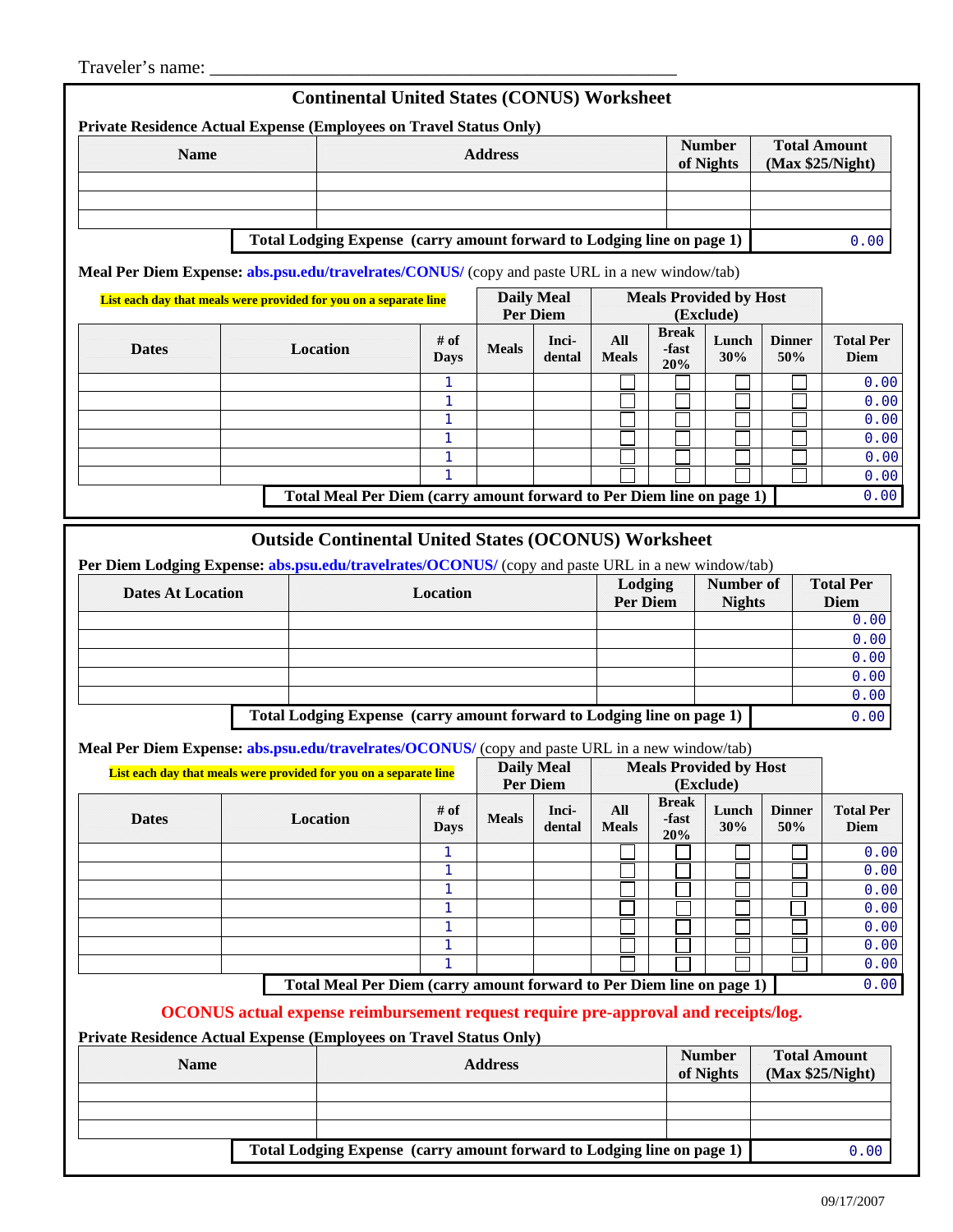Traveler's name: ___________________________________________________

## Continental United States (CONUS) Worksheet

**Private Residence Actual Expense (Employees on Travel Status Only)**

| Name | Address | Number of Nights | Total Amount (Max $25/Night) |
|---|---|---|---|
| | | | |
| | | | |
| | | | |
| | **Total Lodging Expense (carry amount forward to Lodging line on page 1)** | | 0.00 |

**Meal Per Diem Expense:** **abs.psu.edu/travelrates/CONUS/** (copy and paste URL in a new window/tab)

List each day that meals were provided for you on a separate line

| | | | Daily Meal Per Diem | | Meals Provided by Host (Exclude) | | | | |
|---|---|---|---|---|---|---|---|---|---|
| **Dates** | **Location** | **# of Days** | **Meals** | **Inci-dental** | **All Meals** | **Break-fast 20%** | **Lunch 30%** | **Dinner 50%** | **Total Per Diem** |
| | | 1 | | | ☐ | ☐ | ☐ | ☐ | 0.00 |
| | | 1 | | | ☐ | ☐ | ☐ | ☐ | 0.00 |
| | | 1 | | | ☐ | ☐ | ☐ | ☐ | 0.00 |
| | | 1 | | | ☐ | ☐ | ☐ | ☐ | 0.00 |
| | | 1 | | | ☐ | ☐ | ☐ | ☐ | 0.00 |
| | | 1 | | | ☐ | ☐ | ☐ | ☐ | 0.00 |
| | **Total Meal Per Diem (carry amount forward to Per Diem line on page 1)** | | | | | | | | 0.00 |

## Outside Continental United States (OCONUS) Worksheet

**Per Diem Lodging Expense:** **abs.psu.edu/travelrates/OCONUS/** (copy and paste URL in a new window/tab)

| Dates At Location | Location | Lodging Per Diem | Number of Nights | Total Per Diem |
|---|---|---|---|---|
| | | | | 0.00 |
| | | | | 0.00 |
| | | | | 0.00 |
| | | | | 0.00 |
| | | | | 0.00 |
| | **Total Lodging Expense (carry amount forward to Lodging line on page 1)** | | | 0.00 |

**Meal Per Diem Expense:** **abs.psu.edu/travelrates/OCONUS/** (copy and paste URL in a new window/tab)

List each day that meals were provided for you on a separate line

| | | | Daily Meal Per Diem | | Meals Provided by Host (Exclude) | | | | |
|---|---|---|---|---|---|---|---|---|---|
| **Dates** | **Location** | **# of Days** | **Meals** | **Inci-dental** | **All Meals** | **Break-fast 20%** | **Lunch 30%** | **Dinner 50%** | **Total Per Diem** |
| | | 1 | | | ☐ | ☐ | ☐ | ☐ | 0.00 |
| | | 1 | | | ☐ | ☐ | ☐ | ☐ | 0.00 |
| | | 1 | | | ☐ | ☐ | ☐ | ☐ | 0.00 |
| | | 1 | | | ☐ | ☐ | ☐ | ☐ | 0.00 |
| | | 1 | | | ☐ | ☐ | ☐ | ☐ | 0.00 |
| | | 1 | | | ☐ | ☐ | ☐ | ☐ | 0.00 |
| | | 1 | | | ☐ | ☐ | ☐ | ☐ | 0.00 |
| | **Total Meal Per Diem (carry amount forward to Per Diem line on page 1)** | | | | | | | | 0.00 |

**OCONUS actual expense reimbursement request require pre-approval and receipts/log.**

**Private Residence Actual Expense (Employees on Travel Status Only)**

| Name | Address | Number of Nights | Total Amount (Max $25/Night) |
|---|---|---|---|
| | | | |
| | | | |
| | | | |
| | **Total Lodging Expense (carry amount forward to Lodging line on page 1)** | | 0.00 |

09/17/2007